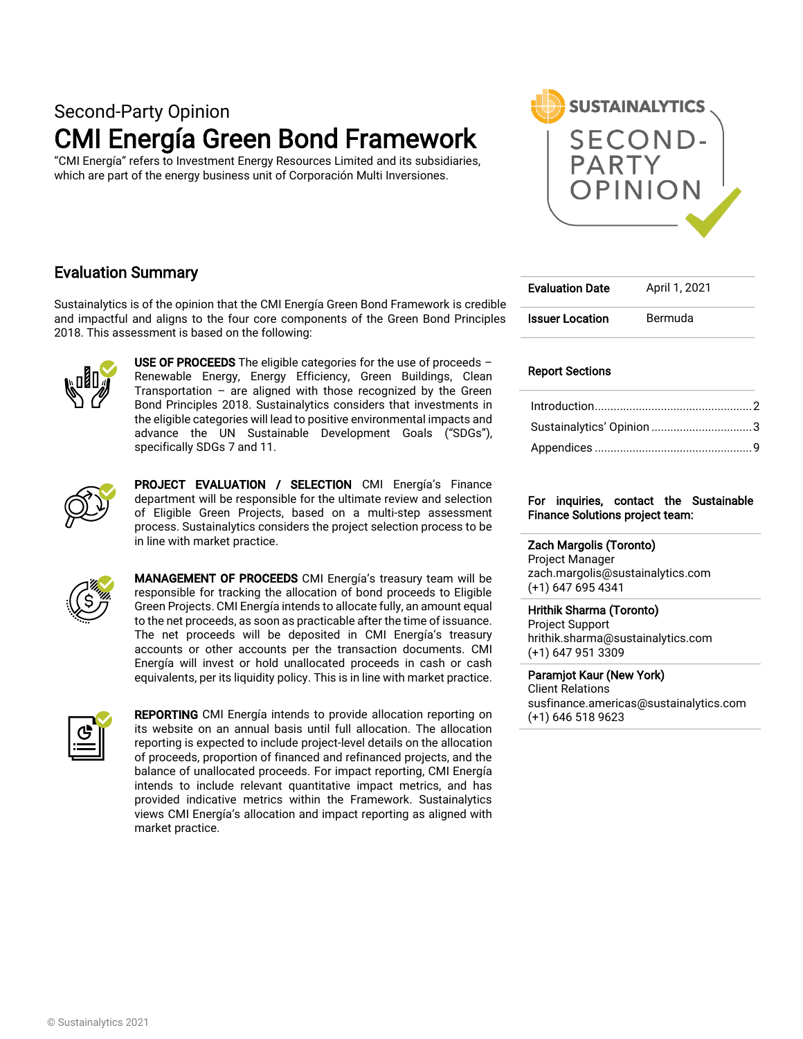Second-Party Opinion

# CMI Energía Green Bond Framework

"CMI Energía" refers to Investment Energy Resources Limited and its subsidiaries, which are part of the energy business unit of Corporación Multi Inversiones.

SUSTAINALYTICS SECOND-PARTY OPINION

## Evaluation Summary

Sustainalytics is of the opinion that the CMI Energía Green Bond Framework is credible and impactful and aligns to the four core components of the Green Bond Principles 2018. This assessment is based on the following:

**USE OF PROCEEDS** The eligible categories for the use of proceeds – Renewable Energy, Energy Efficiency, Green Buildings, Clean Transportation – are aligned with those recognized by the Green Bond Principles 2018. Sustainalytics considers that investments in the eligible categories will lead to positive environmental impacts and advance the UN Sustainable Development Goals ("SDGs"), specifically SDGs 7 and 11.

**PROJECT EVALUATION / SELECTION** CMI Energía's Finance department will be responsible for the ultimate review and selection of Eligible Green Projects, based on a multi-step assessment process. Sustainalytics considers the project selection process to be in line with market practice.

**MANAGEMENT OF PROCEEDS** CMI Energía's treasury team will be responsible for tracking the allocation of bond proceeds to Eligible Green Projects. CMI Energía intends to allocate fully, an amount equal to the net proceeds, as soon as practicable after the time of issuance. The net proceeds will be deposited in CMI Energía's treasury accounts or other accounts per the transaction documents. CMI Energía will invest or hold unallocated proceeds in cash or cash equivalents, per its liquidity policy. This is in line with market practice.

**REPORTING** CMI Energía intends to provide allocation reporting on its website on an annual basis until full allocation. The allocation reporting is expected to include project-level details on the allocation of proceeds, proportion of financed and refinanced projects, and the balance of unallocated proceeds. For impact reporting, CMI Energía intends to include relevant quantitative impact metrics, and has provided indicative metrics within the Framework. Sustainalytics views CMI Energía's allocation and impact reporting as aligned with market practice.

| | |
|---|---|
| **Evaluation Date** | April 1, 2021 |
| **Issuer Location** | Bermuda |

**Report Sections**

- Introduction ... 2
- Sustainalytics' Opinion ... 3
- Appendices ... 9

**For inquiries, contact the Sustainable Finance Solutions project team:**

**Zach Margolis (Toronto)**
Project Manager
zach.margolis@sustainalytics.com
(+1) 647 695 4341

**Hrithik Sharma (Toronto)**
Project Support
hrithik.sharma@sustainalytics.com
(+1) 647 951 3309

**Paramjot Kaur (New York)**
Client Relations
susfinance.americas@sustainalytics.com
(+1) 646 518 9623

© Sustainalytics 2021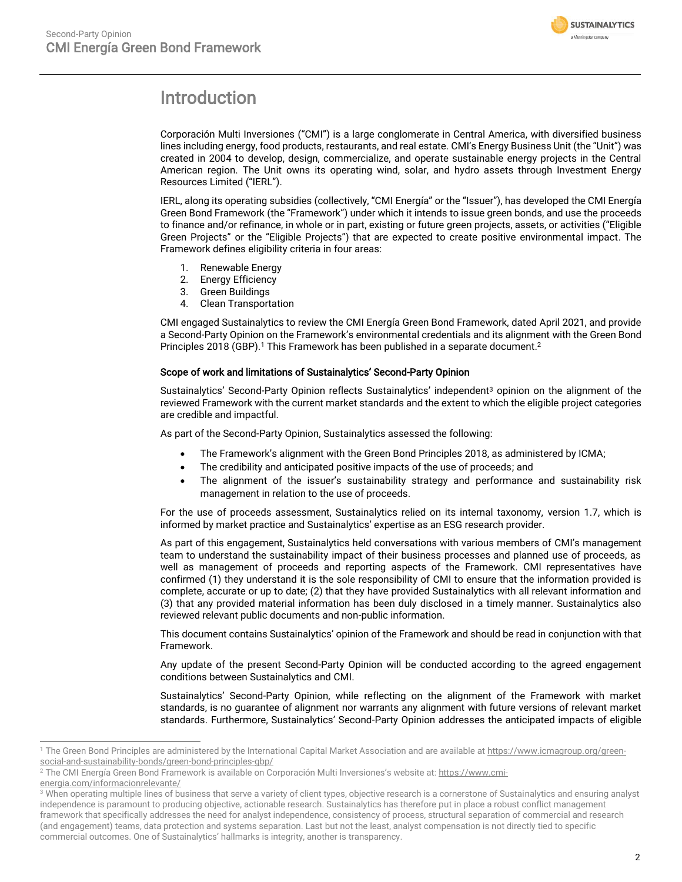# Introduction

Corporación Multi Inversiones ("CMI") is a large conglomerate in Central America, with diversified business lines including energy, food products, restaurants, and real estate. CMI's Energy Business Unit (the "Unit") was created in 2004 to develop, design, commercialize, and operate sustainable energy projects in the Central American region. The Unit owns its operating wind, solar, and hydro assets through Investment Energy Resources Limited ("IERL").

IERL, along its operating subsidies (collectively, "CMI Energía" or the "Issuer"), has developed the CMI Energía Green Bond Framework (the "Framework") under which it intends to issue green bonds, and use the proceeds to finance and/or refinance, in whole or in part, existing or future green projects, assets, or activities ("Eligible Green Projects" or the "Eligible Projects") that are expected to create positive environmental impact. The Framework defines eligibility criteria in four areas:

1. Renewable Energy
2. Energy Efficiency
3. Green Buildings
4. Clean Transportation

CMI engaged Sustainalytics to review the CMI Energía Green Bond Framework, dated April 2021, and provide a Second-Party Opinion on the Framework's environmental credentials and its alignment with the Green Bond Principles 2018 (GBP).[1] This Framework has been published in a separate document.[2]

### Scope of work and limitations of Sustainalytics' Second-Party Opinion

Sustainalytics' Second-Party Opinion reflects Sustainalytics' independent[3] opinion on the alignment of the reviewed Framework with the current market standards and the extent to which the eligible project categories are credible and impactful.

As part of the Second-Party Opinion, Sustainalytics assessed the following:

- The Framework's alignment with the Green Bond Principles 2018, as administered by ICMA;
- The credibility and anticipated positive impacts of the use of proceeds; and
- The alignment of the issuer's sustainability strategy and performance and sustainability risk management in relation to the use of proceeds.

For the use of proceeds assessment, Sustainalytics relied on its internal taxonomy, version 1.7, which is informed by market practice and Sustainalytics' expertise as an ESG research provider.

As part of this engagement, Sustainalytics held conversations with various members of CMI's management team to understand the sustainability impact of their business processes and planned use of proceeds, as well as management of proceeds and reporting aspects of the Framework. CMI representatives have confirmed (1) they understand it is the sole responsibility of CMI to ensure that the information provided is complete, accurate or up to date; (2) that they have provided Sustainalytics with all relevant information and (3) that any provided material information has been duly disclosed in a timely manner. Sustainalytics also reviewed relevant public documents and non-public information.

This document contains Sustainalytics' opinion of the Framework and should be read in conjunction with that Framework.

Any update of the present Second-Party Opinion will be conducted according to the agreed engagement conditions between Sustainalytics and CMI.

Sustainalytics' Second-Party Opinion, while reflecting on the alignment of the Framework with market standards, is no guarantee of alignment nor warrants any alignment with future versions of relevant market standards. Furthermore, Sustainalytics' Second-Party Opinion addresses the anticipated impacts of eligible

---

[1] The Green Bond Principles are administered by the International Capital Market Association and are available at https://www.icmagroup.org/green-social-and-sustainability-bonds/green-bond-principles-gbp/

[2] The CMI Energía Green Bond Framework is available on Corporación Multi Inversiones's website at: https://www.cmi-energia.com/informacionrelevante/

[3] When operating multiple lines of business that serve a variety of client types, objective research is a cornerstone of Sustainalytics and ensuring analyst independence is paramount to producing objective, actionable research. Sustainalytics has therefore put in place a robust conflict management framework that specifically addresses the need for analyst independence, consistency of process, structural separation of commercial and research (and engagement) teams, data protection and systems separation. Last but not the least, analyst compensation is not directly tied to specific commercial outcomes. One of Sustainalytics' hallmarks is integrity, another is transparency.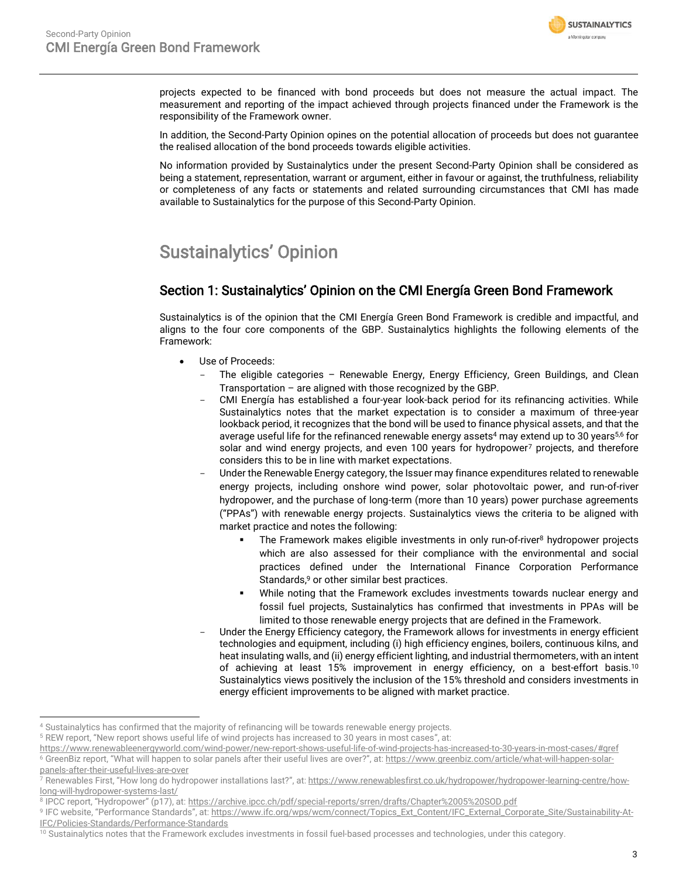projects expected to be financed with bond proceeds but does not measure the actual impact. The measurement and reporting of the impact achieved through projects financed under the Framework is the responsibility of the Framework owner.

In addition, the Second-Party Opinion opines on the potential allocation of proceeds but does not guarantee the realised allocation of the bond proceeds towards eligible activities.

No information provided by Sustainalytics under the present Second-Party Opinion shall be considered as being a statement, representation, warrant or argument, either in favour or against, the truthfulness, reliability or completeness of any facts or statements and related surrounding circumstances that CMI has made available to Sustainalytics for the purpose of this Second-Party Opinion.

# Sustainalytics' Opinion

## Section 1: Sustainalytics' Opinion on the CMI Energía Green Bond Framework

Sustainalytics is of the opinion that the CMI Energía Green Bond Framework is credible and impactful, and aligns to the four core components of the GBP. Sustainalytics highlights the following elements of the Framework:

- Use of Proceeds:
  - The eligible categories – Renewable Energy, Energy Efficiency, Green Buildings, and Clean Transportation – are aligned with those recognized by the GBP.
  - CMI Energía has established a four-year look-back period for its refinancing activities. While Sustainalytics notes that the market expectation is to consider a maximum of three-year lookback period, it recognizes that the bond will be used to finance physical assets, and that the average useful life for the refinanced renewable energy assets[4] may extend up to 30 years[5,6] for solar and wind energy projects, and even 100 years for hydropower[7] projects, and therefore considers this to be in line with market expectations.
  - Under the Renewable Energy category, the Issuer may finance expenditures related to renewable energy projects, including onshore wind power, solar photovoltaic power, and run-of-river hydropower, and the purchase of long-term (more than 10 years) power purchase agreements ("PPAs") with renewable energy projects. Sustainalytics views the criteria to be aligned with market practice and notes the following:
    - The Framework makes eligible investments in only run-of-river[8] hydropower projects which are also assessed for their compliance with the environmental and social practices defined under the International Finance Corporation Performance Standards,[9] or other similar best practices.
    - While noting that the Framework excludes investments towards nuclear energy and fossil fuel projects, Sustainalytics has confirmed that investments in PPAs will be limited to those renewable energy projects that are defined in the Framework.
  - Under the Energy Efficiency category, the Framework allows for investments in energy efficient technologies and equipment, including (i) high efficiency engines, boilers, continuous kilns, and heat insulating walls, and (ii) energy efficient lighting, and industrial thermometers, with an intent of achieving at least 15% improvement in energy efficiency, on a best-effort basis.[10] Sustainalytics views positively the inclusion of the 15% threshold and considers investments in energy efficient improvements to be aligned with market practice.

---

[4] Sustainalytics has confirmed that the majority of refinancing will be towards renewable energy projects.

[5] REW report, "New report shows useful life of wind projects has increased to 30 years in most cases", at: https://www.renewableenergyworld.com/wind-power/new-report-shows-useful-life-of-wind-projects-has-increased-to-30-years-in-most-cases/#gref

[6] GreenBiz report, "What will happen to solar panels after their useful lives are over?", at: https://www.greenbiz.com/article/what-will-happen-solar-panels-after-their-useful-lives-are-over

[7] Renewables First, "How long do hydropower installations last?", at: https://www.renewablesfirst.co.uk/hydropower/hydropower-learning-centre/how-long-will-hydropower-systems-last/

[8] IPCC report, "Hydropower" (p17), at: https://archive.ipcc.ch/pdf/special-reports/srren/drafts/Chapter%2005%20SOD.pdf

[9] IFC website, "Performance Standards", at: https://www.ifc.org/wps/wcm/connect/Topics_Ext_Content/IFC_External_Corporate_Site/Sustainability-At-IFC/Policies-Standards/Performance-Standards

[10] Sustainalytics notes that the Framework excludes investments in fossil fuel-based processes and technologies, under this category.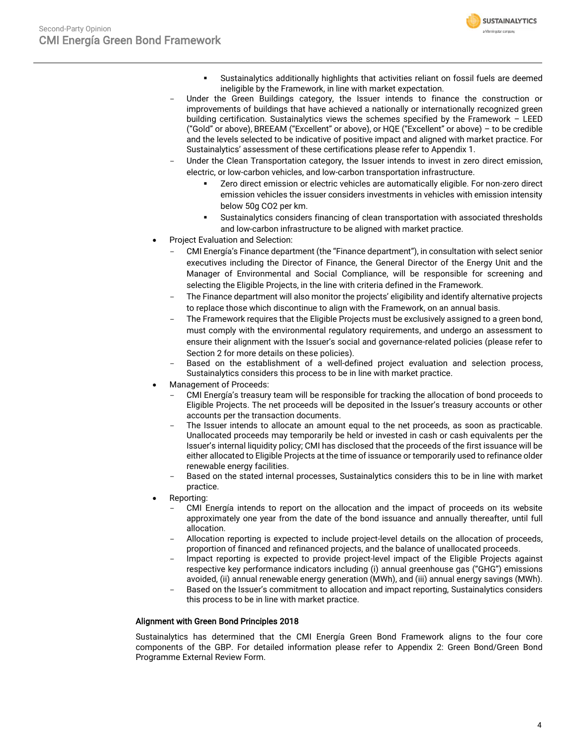- Sustainalytics additionally highlights that activities reliant on fossil fuels are deemed ineligible by the Framework, in line with market expectation.
  - Under the Green Buildings category, the Issuer intends to finance the construction or improvements of buildings that have achieved a nationally or internationally recognized green building certification. Sustainalytics views the schemes specified by the Framework – LEED ("Gold" or above), BREEAM ("Excellent" or above), or HQE ("Excellent" or above) – to be credible and the levels selected to be indicative of positive impact and aligned with market practice. For Sustainalytics' assessment of these certifications please refer to Appendix 1.
  - Under the Clean Transportation category, the Issuer intends to invest in zero direct emission, electric, or low-carbon vehicles, and low-carbon transportation infrastructure.
    - Zero direct emission or electric vehicles are automatically eligible. For non-zero direct emission vehicles the issuer considers investments in vehicles with emission intensity below 50g $CO_2$ per km.
    - Sustainalytics considers financing of clean transportation with associated thresholds and low-carbon infrastructure to be aligned with market practice.
- Project Evaluation and Selection:
  - CMI Energía's Finance department (the "Finance department"), in consultation with select senior executives including the Director of Finance, the General Director of the Energy Unit and the Manager of Environmental and Social Compliance, will be responsible for screening and selecting the Eligible Projects, in the line with criteria defined in the Framework.
  - The Finance department will also monitor the projects' eligibility and identify alternative projects to replace those which discontinue to align with the Framework, on an annual basis.
  - The Framework requires that the Eligible Projects must be exclusively assigned to a green bond, must comply with the environmental regulatory requirements, and undergo an assessment to ensure their alignment with the Issuer's social and governance-related policies (please refer to Section 2 for more details on these policies).
  - Based on the establishment of a well-defined project evaluation and selection process, Sustainalytics considers this process to be in line with market practice.
- Management of Proceeds:
  - CMI Energía's treasury team will be responsible for tracking the allocation of bond proceeds to Eligible Projects. The net proceeds will be deposited in the Issuer's treasury accounts or other accounts per the transaction documents.
  - The Issuer intends to allocate an amount equal to the net proceeds, as soon as practicable. Unallocated proceeds may temporarily be held or invested in cash or cash equivalents per the Issuer's internal liquidity policy; CMI has disclosed that the proceeds of the first issuance will be either allocated to Eligible Projects at the time of issuance or temporarily used to refinance older renewable energy facilities.
  - Based on the stated internal processes, Sustainalytics considers this to be in line with market practice.
- Reporting:
  - CMI Energía intends to report on the allocation and the impact of proceeds on its website approximately one year from the date of the bond issuance and annually thereafter, until full allocation.
  - Allocation reporting is expected to include project-level details on the allocation of proceeds, proportion of financed and refinanced projects, and the balance of unallocated proceeds.
  - Impact reporting is expected to provide project-level impact of the Eligible Projects against respective key performance indicators including (i) annual greenhouse gas ("GHG") emissions avoided, (ii) annual renewable energy generation (MWh), and (iii) annual energy savings (MWh).
  - Based on the Issuer's commitment to allocation and impact reporting, Sustainalytics considers this process to be in line with market practice.

## Alignment with Green Bond Principles 2018

Sustainalytics has determined that the CMI Energía Green Bond Framework aligns to the four core components of the GBP. For detailed information please refer to Appendix 2: Green Bond/Green Bond Programme External Review Form.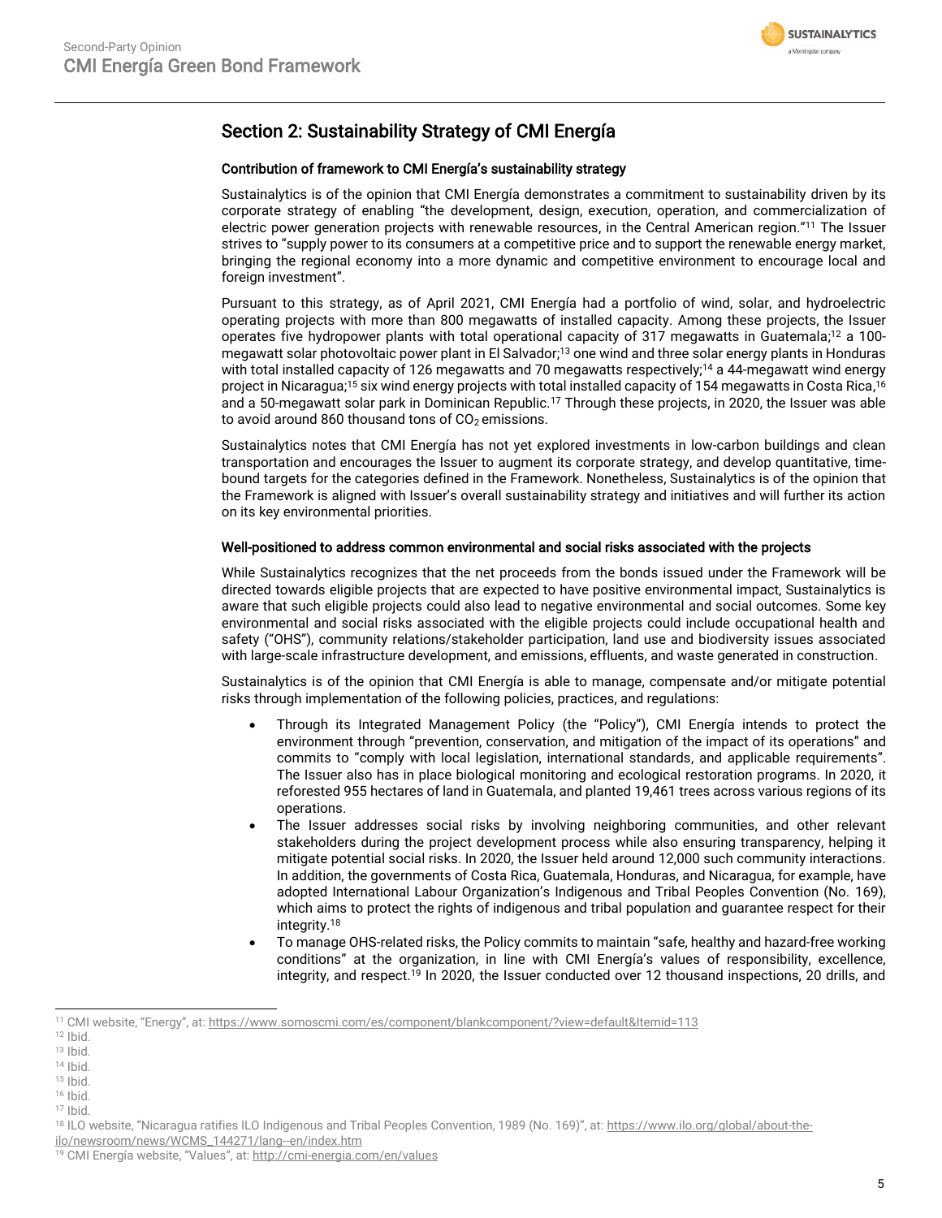## Section 2: Sustainability Strategy of CMI Energía

### Contribution of framework to CMI Energía's sustainability strategy

Sustainalytics is of the opinion that CMI Energía demonstrates a commitment to sustainability driven by its corporate strategy of enabling "the development, design, execution, operation, and commercialization of electric power generation projects with renewable resources, in the Central American region."[11] The Issuer strives to "supply power to its consumers at a competitive price and to support the renewable energy market, bringing the regional economy into a more dynamic and competitive environment to encourage local and foreign investment".

Pursuant to this strategy, as of April 2021, CMI Energía had a portfolio of wind, solar, and hydroelectric operating projects with more than 800 megawatts of installed capacity. Among these projects, the Issuer operates five hydropower plants with total operational capacity of 317 megawatts in Guatemala;[12] a 100-megawatt solar photovoltaic power plant in El Salvador;[13] one wind and three solar energy plants in Honduras with total installed capacity of 126 megawatts and 70 megawatts respectively;[14] a 44-megawatt wind energy project in Nicaragua;[15] six wind energy projects with total installed capacity of 154 megawatts in Costa Rica,[16] and a 50-megawatt solar park in Dominican Republic.[17] Through these projects, in 2020, the Issuer was able to avoid around 860 thousand tons of $CO_2$ emissions.

Sustainalytics notes that CMI Energía has not yet explored investments in low-carbon buildings and clean transportation and encourages the Issuer to augment its corporate strategy, and develop quantitative, time-bound targets for the categories defined in the Framework. Nonetheless, Sustainalytics is of the opinion that the Framework is aligned with Issuer's overall sustainability strategy and initiatives and will further its action on its key environmental priorities.

### Well-positioned to address common environmental and social risks associated with the projects

While Sustainalytics recognizes that the net proceeds from the bonds issued under the Framework will be directed towards eligible projects that are expected to have positive environmental impact, Sustainalytics is aware that such eligible projects could also lead to negative environmental and social outcomes. Some key environmental and social risks associated with the eligible projects could include occupational health and safety ("OHS"), community relations/stakeholder participation, land use and biodiversity issues associated with large-scale infrastructure development, and emissions, effluents, and waste generated in construction.

Sustainalytics is of the opinion that CMI Energía is able to manage, compensate and/or mitigate potential risks through implementation of the following policies, practices, and regulations:

- Through its Integrated Management Policy (the "Policy"), CMI Energía intends to protect the environment through "prevention, conservation, and mitigation of the impact of its operations" and commits to "comply with local legislation, international standards, and applicable requirements". The Issuer also has in place biological monitoring and ecological restoration programs. In 2020, it reforested 955 hectares of land in Guatemala, and planted 19,461 trees across various regions of its operations.
- The Issuer addresses social risks by involving neighboring communities, and other relevant stakeholders during the project development process while also ensuring transparency, helping it mitigate potential social risks. In 2020, the Issuer held around 12,000 such community interactions. In addition, the governments of Costa Rica, Guatemala, Honduras, and Nicaragua, for example, have adopted International Labour Organization's Indigenous and Tribal Peoples Convention (No. 169), which aims to protect the rights of indigenous and tribal population and guarantee respect for their integrity.[18]
- To manage OHS-related risks, the Policy commits to maintain "safe, healthy and hazard-free working conditions" at the organization, in line with CMI Energía's values of responsibility, excellence, integrity, and respect.[19] In 2020, the Issuer conducted over 12 thousand inspections, 20 drills, and

---

[11] CMI website, "Energy", at: https://www.somoscmi.com/es/component/blankcomponent/?view=default&Itemid=113
[12] Ibid.
[13] Ibid.
[14] Ibid.
[15] Ibid.
[16] Ibid.
[17] Ibid.
[18] ILO website, "Nicaragua ratifies ILO Indigenous and Tribal Peoples Convention, 1989 (No. 169)", at: https://www.ilo.org/global/about-the-ilo/newsroom/news/WCMS_144271/lang--en/index.htm
[19] CMI Energía website, "Values", at: http://cmi-energia.com/en/values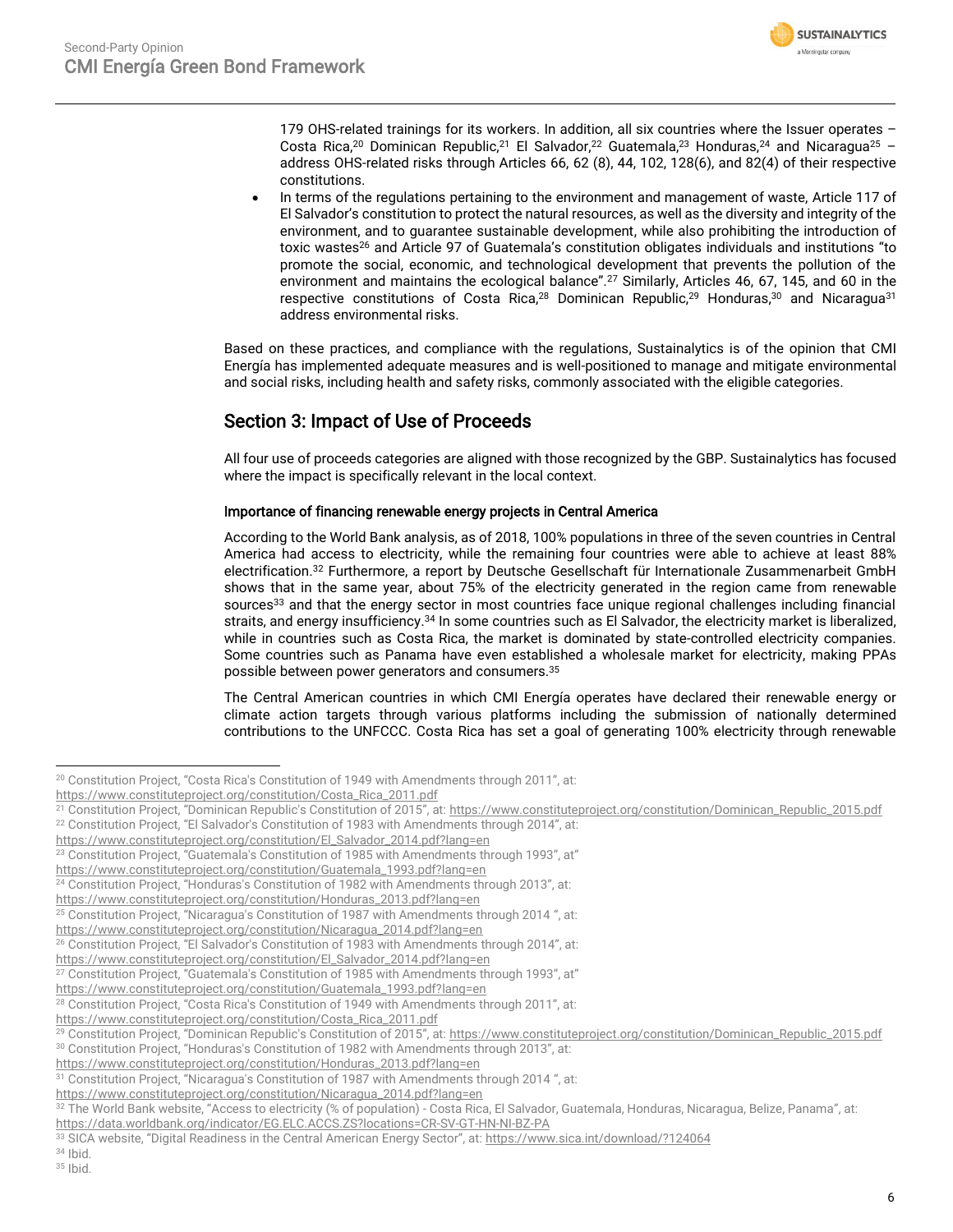179 OHS-related trainings for its workers. In addition, all six countries where the Issuer operates – Costa Rica,[20] Dominican Republic,[21] El Salvador,[22] Guatemala,[23] Honduras,[24] and Nicaragua[25] – address OHS-related risks through Articles 66, 62 (8), 44, 102, 128(6), and 82(4) of their respective constitutions.

- In terms of the regulations pertaining to the environment and management of waste, Article 117 of El Salvador's constitution to protect the natural resources, as well as the diversity and integrity of the environment, and to guarantee sustainable development, while also prohibiting the introduction of toxic wastes[26] and Article 97 of Guatemala's constitution obligates individuals and institutions "to promote the social, economic, and technological development that prevents the pollution of the environment and maintains the ecological balance".[27] Similarly, Articles 46, 67, 145, and 60 in the respective constitutions of Costa Rica,[28] Dominican Republic,[29] Honduras,[30] and Nicaragua[31] address environmental risks.

Based on these practices, and compliance with the regulations, Sustainalytics is of the opinion that CMI Energía has implemented adequate measures and is well-positioned to manage and mitigate environmental and social risks, including health and safety risks, commonly associated with the eligible categories.

## Section 3: Impact of Use of Proceeds

All four use of proceeds categories are aligned with those recognized by the GBP. Sustainalytics has focused where the impact is specifically relevant in the local context.

### Importance of financing renewable energy projects in Central America

According to the World Bank analysis, as of 2018, 100% populations in three of the seven countries in Central America had access to electricity, while the remaining four countries were able to achieve at least 88% electrification.[32] Furthermore, a report by Deutsche Gesellschaft für Internationale Zusammenarbeit GmbH shows that in the same year, about 75% of the electricity generated in the region came from renewable sources[33] and that the energy sector in most countries face unique regional challenges including financial straits, and energy insufficiency.[34] In some countries such as El Salvador, the electricity market is liberalized, while in countries such as Costa Rica, the market is dominated by state-controlled electricity companies. Some countries such as Panama have even established a wholesale market for electricity, making PPAs possible between power generators and consumers.[35]

The Central American countries in which CMI Energía operates have declared their renewable energy or climate action targets through various platforms including the submission of nationally determined contributions to the UNFCCC. Costa Rica has set a goal of generating 100% electricity through renewable

---

[20] Constitution Project, "Costa Rica's Constitution of 1949 with Amendments through 2011", at: https://www.constituteproject.org/constitution/Costa_Rica_2011.pdf
[21] Constitution Project, "Dominican Republic's Constitution of 2015", at: https://www.constituteproject.org/constitution/Dominican_Republic_2015.pdf
[22] Constitution Project, "El Salvador's Constitution of 1983 with Amendments through 2014", at: https://www.constituteproject.org/constitution/El_Salvador_2014.pdf?lang=en
[23] Constitution Project, "Guatemala's Constitution of 1985 with Amendments through 1993", at" https://www.constituteproject.org/constitution/Guatemala_1993.pdf?lang=en
[24] Constitution Project, "Honduras's Constitution of 1982 with Amendments through 2013", at: https://www.constituteproject.org/constitution/Honduras_2013.pdf?lang=en
[25] Constitution Project, "Nicaragua's Constitution of 1987 with Amendments through 2014 ", at: https://www.constituteproject.org/constitution/Nicaragua_2014.pdf?lang=en
[26] Constitution Project, "El Salvador's Constitution of 1983 with Amendments through 2014", at: https://www.constituteproject.org/constitution/El_Salvador_2014.pdf?lang=en
[27] Constitution Project, "Guatemala's Constitution of 1985 with Amendments through 1993", at" https://www.constituteproject.org/constitution/Guatemala_1993.pdf?lang=en
[28] Constitution Project, "Costa Rica's Constitution of 1949 with Amendments through 2011", at: https://www.constituteproject.org/constitution/Costa_Rica_2011.pdf
[29] Constitution Project, "Dominican Republic's Constitution of 2015", at: https://www.constituteproject.org/constitution/Dominican_Republic_2015.pdf
[30] Constitution Project, "Honduras's Constitution of 1982 with Amendments through 2013", at: https://www.constituteproject.org/constitution/Honduras_2013.pdf?lang=en
[31] Constitution Project, "Nicaragua's Constitution of 1987 with Amendments through 2014 ", at: https://www.constituteproject.org/constitution/Nicaragua_2014.pdf?lang=en
[32] The World Bank website, "Access to electricity (% of population) - Costa Rica, El Salvador, Guatemala, Honduras, Nicaragua, Belize, Panama", at: https://data.worldbank.org/indicator/EG.ELC.ACCS.ZS?locations=CR-SV-GT-HN-NI-BZ-PA
[33] SICA website, "Digital Readiness in the Central American Energy Sector", at: https://www.sica.int/download/?124064
[34] Ibid.
[35] Ibid.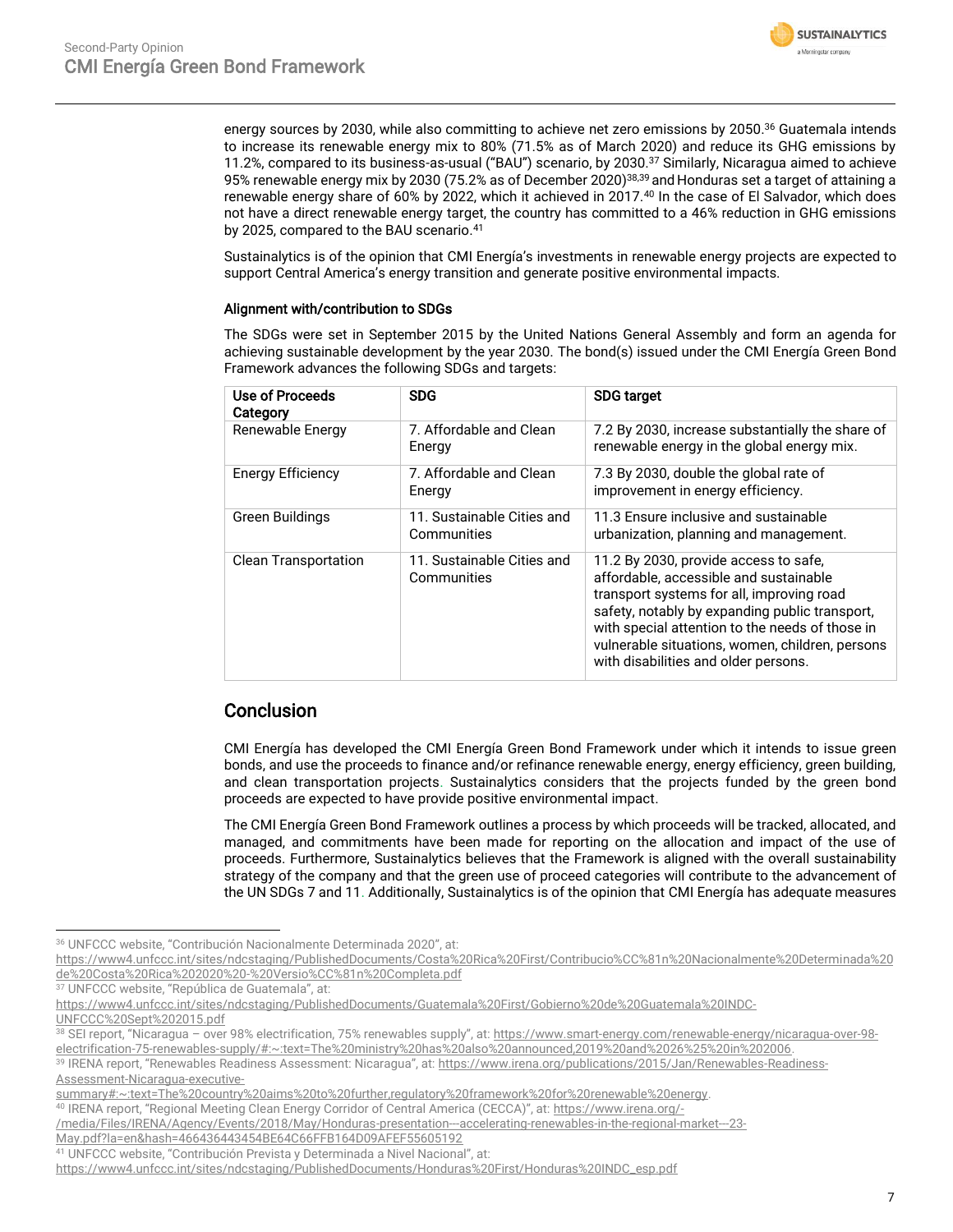energy sources by 2030, while also committing to achieve net zero emissions by 2050.[36] Guatemala intends to increase its renewable energy mix to 80% (71.5% as of March 2020) and reduce its GHG emissions by 11.2%, compared to its business-as-usual ("BAU") scenario, by 2030.[37] Similarly, Nicaragua aimed to achieve 95% renewable energy mix by 2030 (75.2% as of December 2020)[38,39] and Honduras set a target of attaining a renewable energy share of 60% by 2022, which it achieved in 2017.[40] In the case of El Salvador, which does not have a direct renewable energy target, the country has committed to a 46% reduction in GHG emissions by 2025, compared to the BAU scenario.[41]

Sustainalytics is of the opinion that CMI Energía's investments in renewable energy projects are expected to support Central America's energy transition and generate positive environmental impacts.

### Alignment with/contribution to SDGs

The SDGs were set in September 2015 by the United Nations General Assembly and form an agenda for achieving sustainable development by the year 2030. The bond(s) issued under the CMI Energía Green Bond Framework advances the following SDGs and targets:

| Use of Proceeds Category | SDG | SDG target |
|---|---|---|
| Renewable Energy | 7. Affordable and Clean Energy | 7.2 By 2030, increase substantially the share of renewable energy in the global energy mix. |
| Energy Efficiency | 7. Affordable and Clean Energy | 7.3 By 2030, double the global rate of improvement in energy efficiency. |
| Green Buildings | 11. Sustainable Cities and Communities | 11.3 Ensure inclusive and sustainable urbanization, planning and management. |
| Clean Transportation | 11. Sustainable Cities and Communities | 11.2 By 2030, provide access to safe, affordable, accessible and sustainable transport systems for all, improving road safety, notably by expanding public transport, with special attention to the needs of those in vulnerable situations, women, children, persons with disabilities and older persons. |

## Conclusion

CMI Energía has developed the CMI Energía Green Bond Framework under which it intends to issue green bonds, and use the proceeds to finance and/or refinance renewable energy, energy efficiency, green building, and clean transportation projects. Sustainalytics considers that the projects funded by the green bond proceeds are expected to have provide positive environmental impact.

The CMI Energía Green Bond Framework outlines a process by which proceeds will be tracked, allocated, and managed, and commitments have been made for reporting on the allocation and impact of the use of proceeds. Furthermore, Sustainalytics believes that the Framework is aligned with the overall sustainability strategy of the company and that the green use of proceed categories will contribute to the advancement of the UN SDGs 7 and 11. Additionally, Sustainalytics is of the opinion that CMI Energía has adequate measures

---

[36] UNFCCC website, "Contribución Nacionalmente Determinada 2020", at: https://www4.unfccc.int/sites/ndcstaging/PublishedDocuments/Costa%20Rica%20First/Contribucio%CC%81n%20Nacionalmente%20Determinada%20de%20Costa%20Rica%202020%20-%20Versio%CC%81n%20Completa.pdf

[37] UNFCCC website, "República de Guatemala", at: https://www4.unfccc.int/sites/ndcstaging/PublishedDocuments/Guatemala%20First/Gobierno%20de%20Guatemala%20INDC-UNFCCC%20Sept%202015.pdf

[38] SEI report, "Nicaragua – over 98% electrification, 75% renewables supply", at: https://www.smart-energy.com/renewable-energy/nicaragua-over-98-electrification-75-renewables-supply/#:~:text=The%20ministry%20has%20also%20announced,2019%20and%2026%25%20in%202006.

[39] IRENA report, "Renewables Readiness Assessment: Nicaragua", at: https://www.irena.org/publications/2015/Jan/Renewables-Readiness-Assessment-Nicaragua-executive-summary#:~:text=The%20country%20aims%20to%20further,regulatory%20framework%20for%20renewable%20energy.

[40] IRENA report, "Regional Meeting Clean Energy Corridor of Central America (CECCA)", at: https://www.irena.org/-/media/Files/IRENA/Agency/Events/2018/May/Honduras-presentation---accelerating-renewables-in-the-regional-market---23-May.pdf?la=en&hash=466436443454BE64C66FFB164D09AFEF55605192

[41] UNFCCC website, "Contribución Prevista y Determinada a Nivel Nacional", at: https://www4.unfccc.int/sites/ndcstaging/PublishedDocuments/Honduras%20First/Honduras%20INDC_esp.pdf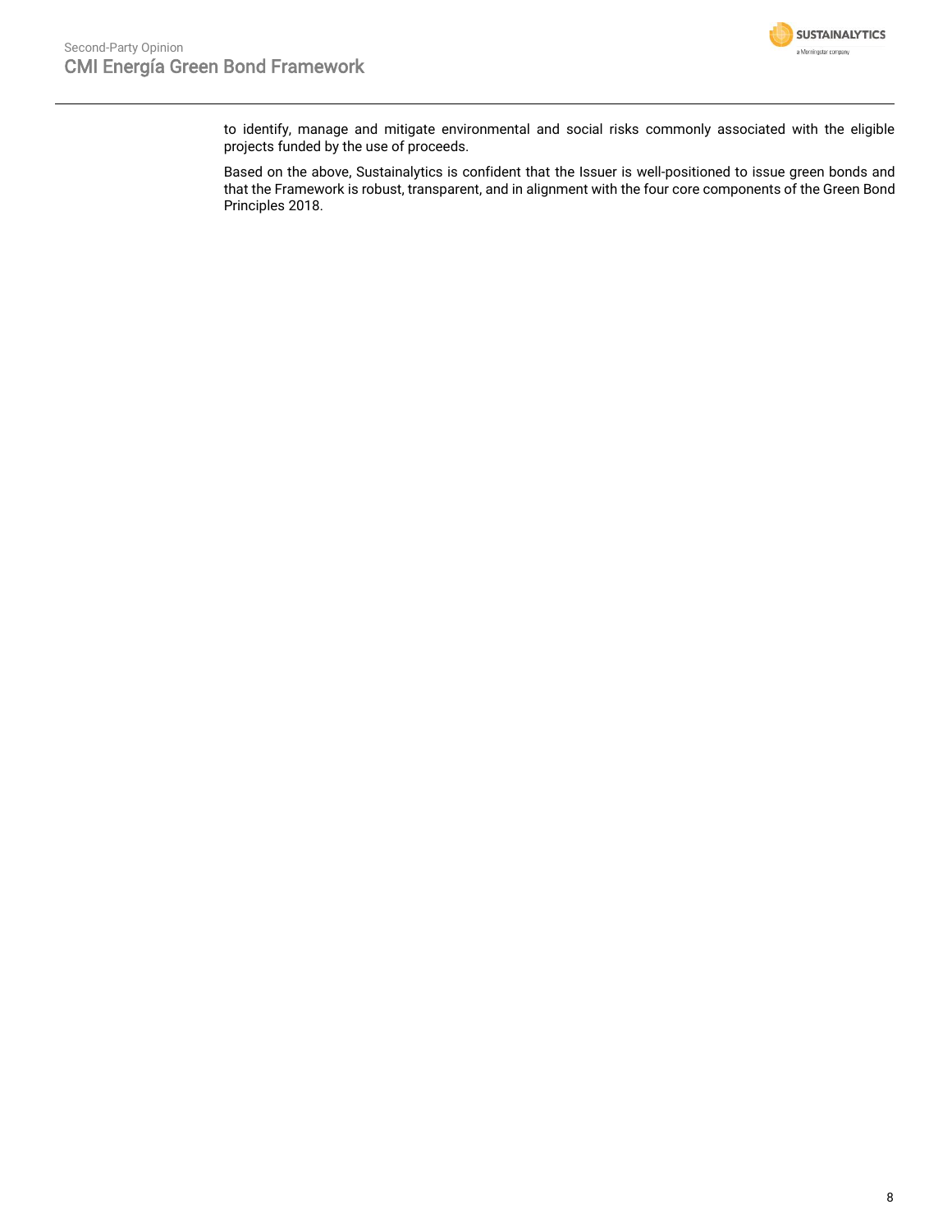to identify, manage and mitigate environmental and social risks commonly associated with the eligible projects funded by the use of proceeds.

Based on the above, Sustainalytics is confident that the Issuer is well-positioned to issue green bonds and that the Framework is robust, transparent, and in alignment with the four core components of the Green Bond Principles 2018.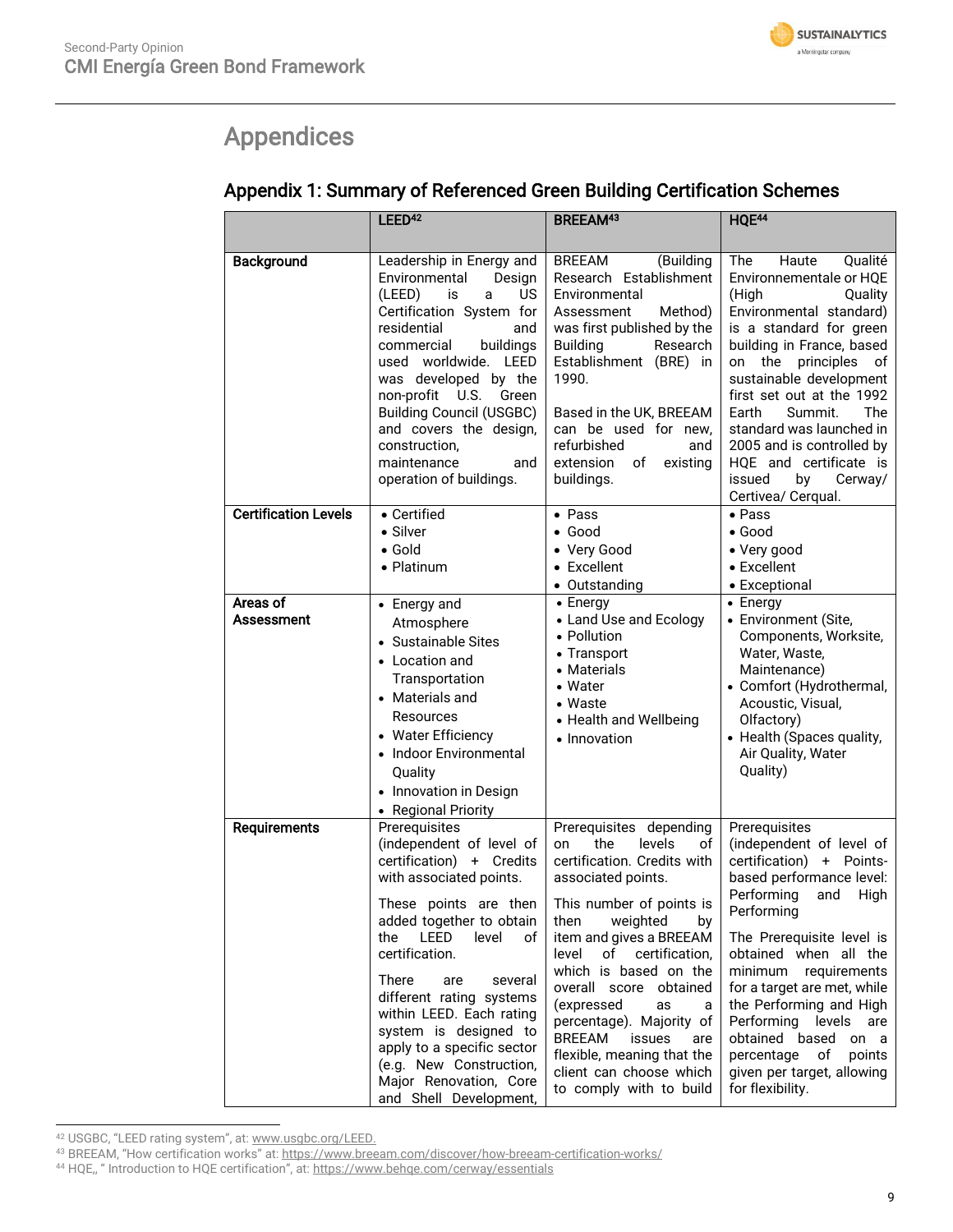# Appendices

## Appendix 1: Summary of Referenced Green Building Certification Schemes

| | LEED[42] | BREEAM[43] | HQE[44] |
|---|---|---|---|
| **Background** | Leadership in Energy and Environmental Design (LEED) is a US Certification System for residential and commercial buildings used worldwide. LEED was developed by the non-profit U.S. Green Building Council (USGBC) and covers the design, construction, maintenance and operation of buildings. | BREEAM (Building Research Establishment Environmental Assessment Method) was first published by the Building Research Establishment (BRE) in 1990.<br><br>Based in the UK, BREEAM can be used for new, refurbished and extension of existing buildings. | The Haute Qualité Environnementale or HQE (High Quality Environmental standard) is a standard for green building in France, based on the principles of sustainable development first set out at the 1992 Earth Summit. The standard was launched in 2005 and is controlled by HQE and certificate is issued by Cerway/ Certivea/ Cerqual. |
| **Certification Levels** | • Certified<br>• Silver<br>• Gold<br>• Platinum | • Pass<br>• Good<br>• Very Good<br>• Excellent<br>• Outstanding | • Pass<br>• Good<br>• Very good<br>• Excellent<br>• Exceptional |
| **Areas of Assessment** | • Energy and Atmosphere<br>• Sustainable Sites<br>• Location and Transportation<br>• Materials and Resources<br>• Water Efficiency<br>• Indoor Environmental Quality<br>• Innovation in Design<br>• Regional Priority | • Energy<br>• Land Use and Ecology<br>• Pollution<br>• Transport<br>• Materials<br>• Water<br>• Waste<br>• Health and Wellbeing<br>• Innovation | • Energy<br>• Environment (Site, Components, Worksite, Water, Waste, Maintenance)<br>• Comfort (Hydrothermal, Acoustic, Visual, Olfactory)<br>• Health (Spaces quality, Air Quality, Water Quality) |
| **Requirements** | Prerequisites (independent of level of certification) + Credits with associated points.<br><br>These points are then added together to obtain the LEED level of certification.<br><br>There are several different rating systems within LEED. Each rating system is designed to apply to a specific sector (e.g. New Construction, Major Renovation, Core and Shell Development, | Prerequisites depending on the levels of certification. Credits with associated points.<br><br>This number of points is then weighted by item and gives a BREEAM level of certification, which is based on the overall score obtained (expressed as a percentage). Majority of BREEAM issues are flexible, meaning that the client can choose which to comply with to build | Prerequisites (independent of level of certification) + Points-based performance level: Performing and High Performing<br><br>The Prerequisite level is obtained when all the minimum requirements for a target are met, while the Performing and High Performing levels are obtained based on a percentage of points given per target, allowing for flexibility. |

[42] USGBC, "LEED rating system", at: www.usgbc.org/LEED.

[43] BREEAM, "How certification works" at: https://www.breeam.com/discover/how-breeam-certification-works/

[44] HQE,, " Introduction to HQE certification", at: https://www.behqe.com/cerway/essentials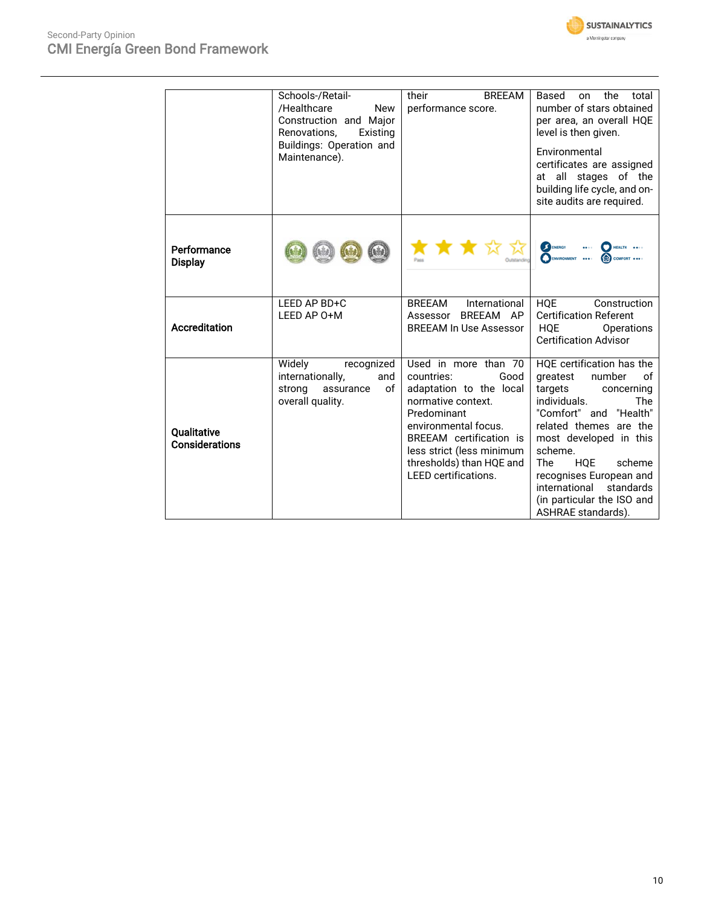| | | | |
|---|---|---|---|
| | Schools-/Retail-/Healthcare New Construction and Major Renovations, Existing Buildings: Operation and Maintenance). | their BREEAM performance score. | Based on the total number of stars obtained per area, an overall HQE level is then given. Environmental certificates are assigned at all stages of the building life cycle, and on-site audits are required. |
| **Performance Display** | | Pass ... Outstanding | ENERGY ENVIRONMENT HEALTH COMFORT |
| **Accreditation** | LEED AP BD+C<br>LEED AP O+M | BREEAM International Assessor BREEAM AP BREEAM In Use Assessor | HQE Construction Certification Referent<br>HQE Operations Certification Advisor |
| **Qualitative Considerations** | Widely recognized internationally, and strong assurance of overall quality. | Used in more than 70 countries: Good adaptation to the local normative context. Predominant environmental focus. BREEAM certification is less strict (less minimum thresholds) than HQE and LEED certifications. | HQE certification has the greatest number of targets concerning individuals. The "Comfort" and "Health" related themes are the most developed in this scheme. The HQE scheme recognises European and international standards (in particular the ISO and ASHRAE standards). |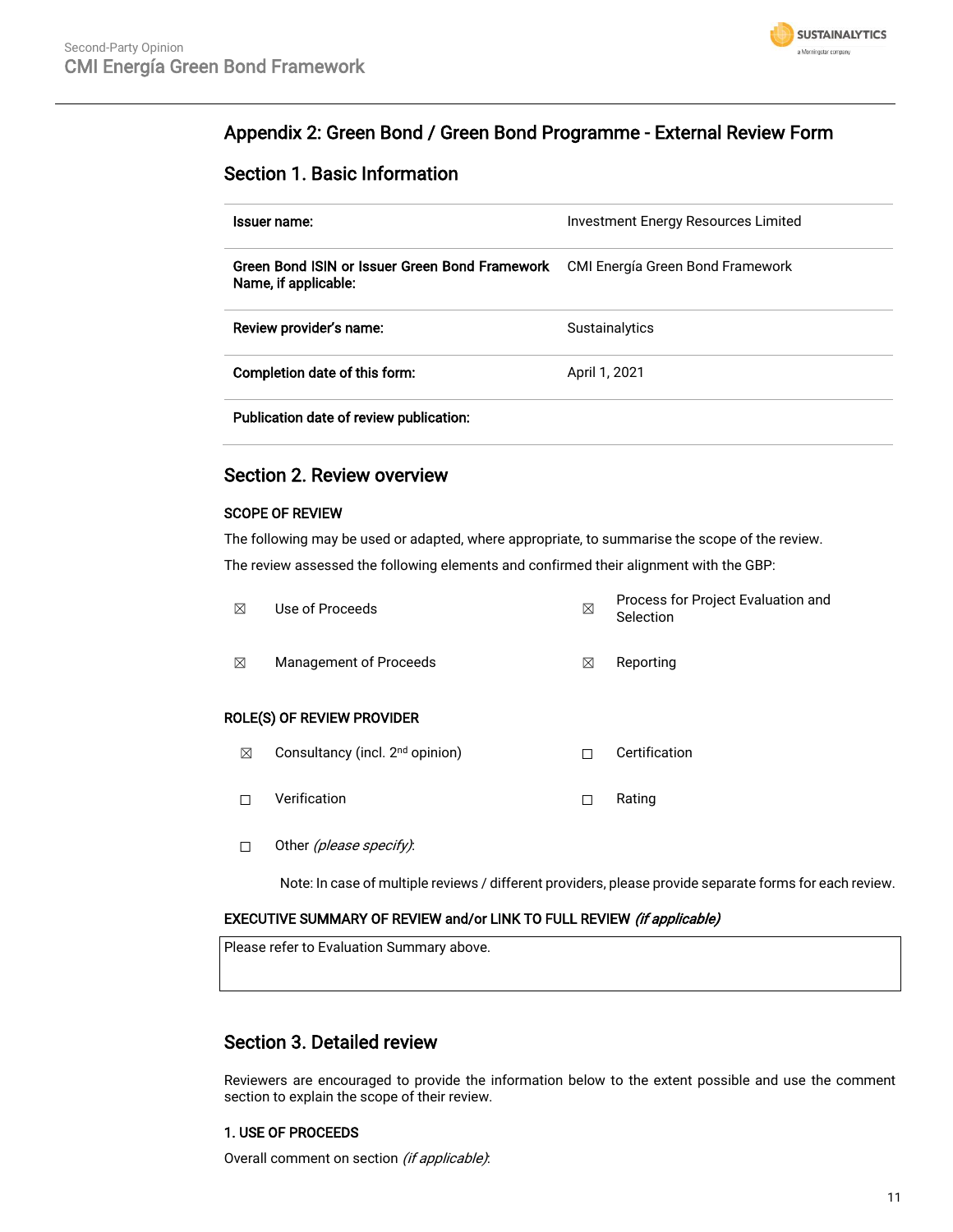# Appendix 2: Green Bond / Green Bond Programme - External Review Form

## Section 1. Basic Information

| | |
|---|---|
| **Issuer name:** | Investment Energy Resources Limited |
| **Green Bond ISIN or Issuer Green Bond Framework Name, if applicable:** | CMI Energía Green Bond Framework |
| **Review provider's name:** | Sustainalytics |
| **Completion date of this form:** | April 1, 2021 |
| **Publication date of review publication:** | |

## Section 2. Review overview

### SCOPE OF REVIEW

The following may be used or adapted, where appropriate, to summarise the scope of the review.

The review assessed the following elements and confirmed their alignment with the GBP:

| | | | |
|---|---|---|---|
| ☒ | Use of Proceeds | ☒ | Process for Project Evaluation and Selection |
| ☒ | Management of Proceeds | ☒ | Reporting |

### ROLE(S) OF REVIEW PROVIDER

| | | | |
|---|---|---|---|
| ☒ | Consultancy (incl. 2nd opinion) | ☐ | Certification |
| ☐ | Verification | ☐ | Rating |
| ☐ | Other *(please specify)*: | | |

Note: In case of multiple reviews / different providers, please provide separate forms for each review.

### EXECUTIVE SUMMARY OF REVIEW and/or LINK TO FULL REVIEW *(if applicable)*

Please refer to Evaluation Summary above.

## Section 3. Detailed review

Reviewers are encouraged to provide the information below to the extent possible and use the comment section to explain the scope of their review.

### 1. USE OF PROCEEDS

Overall comment on section *(if applicable)*: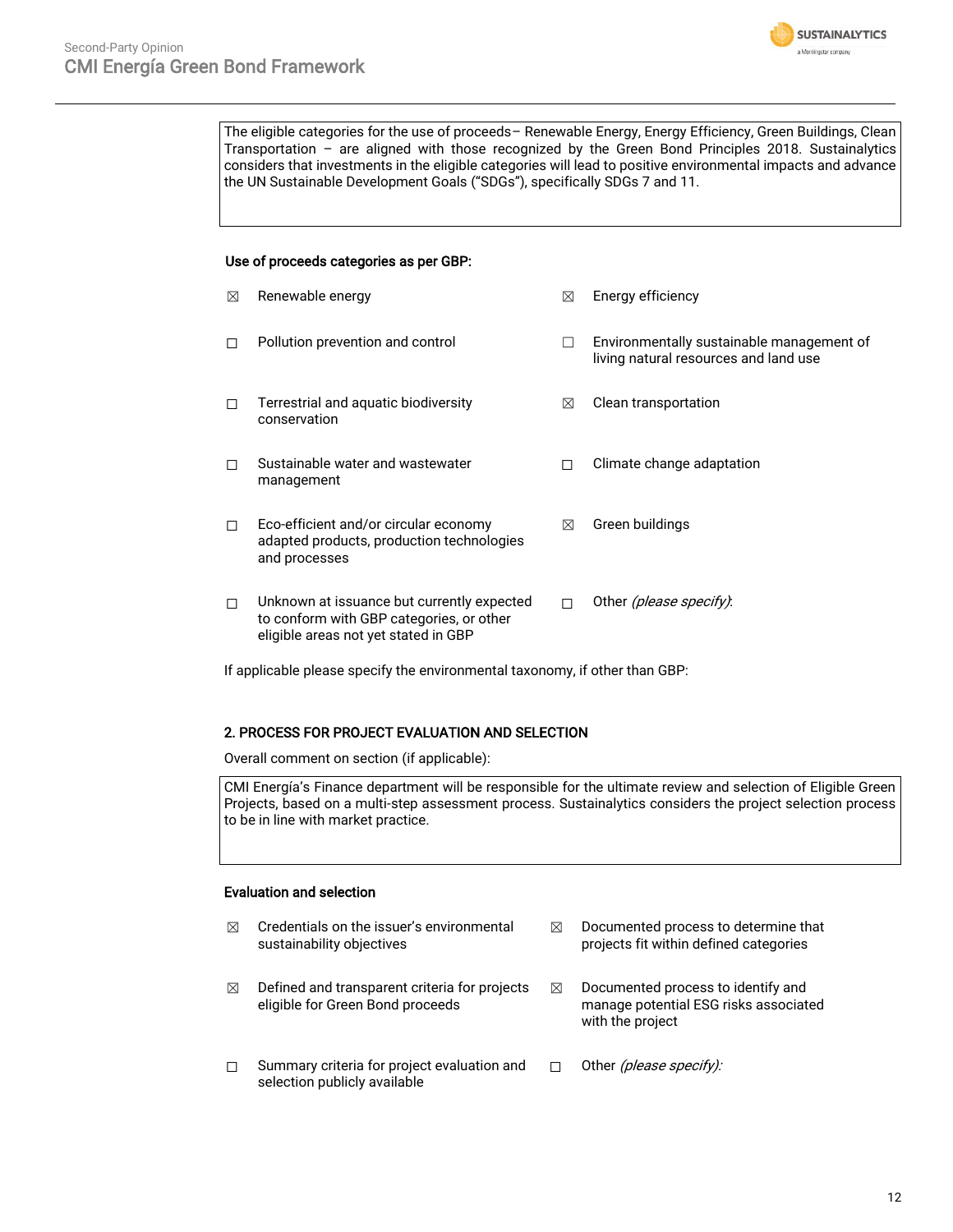The eligible categories for the use of proceeds– Renewable Energy, Energy Efficiency, Green Buildings, Clean Transportation – are aligned with those recognized by the Green Bond Principles 2018. Sustainalytics considers that investments in the eligible categories will lead to positive environmental impacts and advance the UN Sustainable Development Goals ("SDGs"), specifically SDGs 7 and 11.

**Use of proceeds categories as per GBP:**

- ☒ Renewable energy
- ☒ Energy efficiency
- ☐ Pollution prevention and control
- ☐ Environmentally sustainable management of living natural resources and land use
- ☐ Terrestrial and aquatic biodiversity conservation
- ☒ Clean transportation
- ☐ Sustainable water and wastewater management
- ☐ Climate change adaptation
- ☐ Eco-efficient and/or circular economy adapted products, production technologies and processes
- ☒ Green buildings
- ☐ Unknown at issuance but currently expected to conform with GBP categories, or other eligible areas not yet stated in GBP
- ☐ Other *(please specify)*:

If applicable please specify the environmental taxonomy, if other than GBP:

## 2. PROCESS FOR PROJECT EVALUATION AND SELECTION

Overall comment on section (if applicable):

CMI Energía's Finance department will be responsible for the ultimate review and selection of Eligible Green Projects, based on a multi-step assessment process. Sustainalytics considers the project selection process to be in line with market practice.

**Evaluation and selection**

- ☒ Credentials on the issuer's environmental sustainability objectives
- ☒ Documented process to determine that projects fit within defined categories
- ☒ Defined and transparent criteria for projects eligible for Green Bond proceeds
- ☒ Documented process to identify and manage potential ESG risks associated with the project
- ☐ Summary criteria for project evaluation and selection publicly available
- ☐ Other *(please specify)*: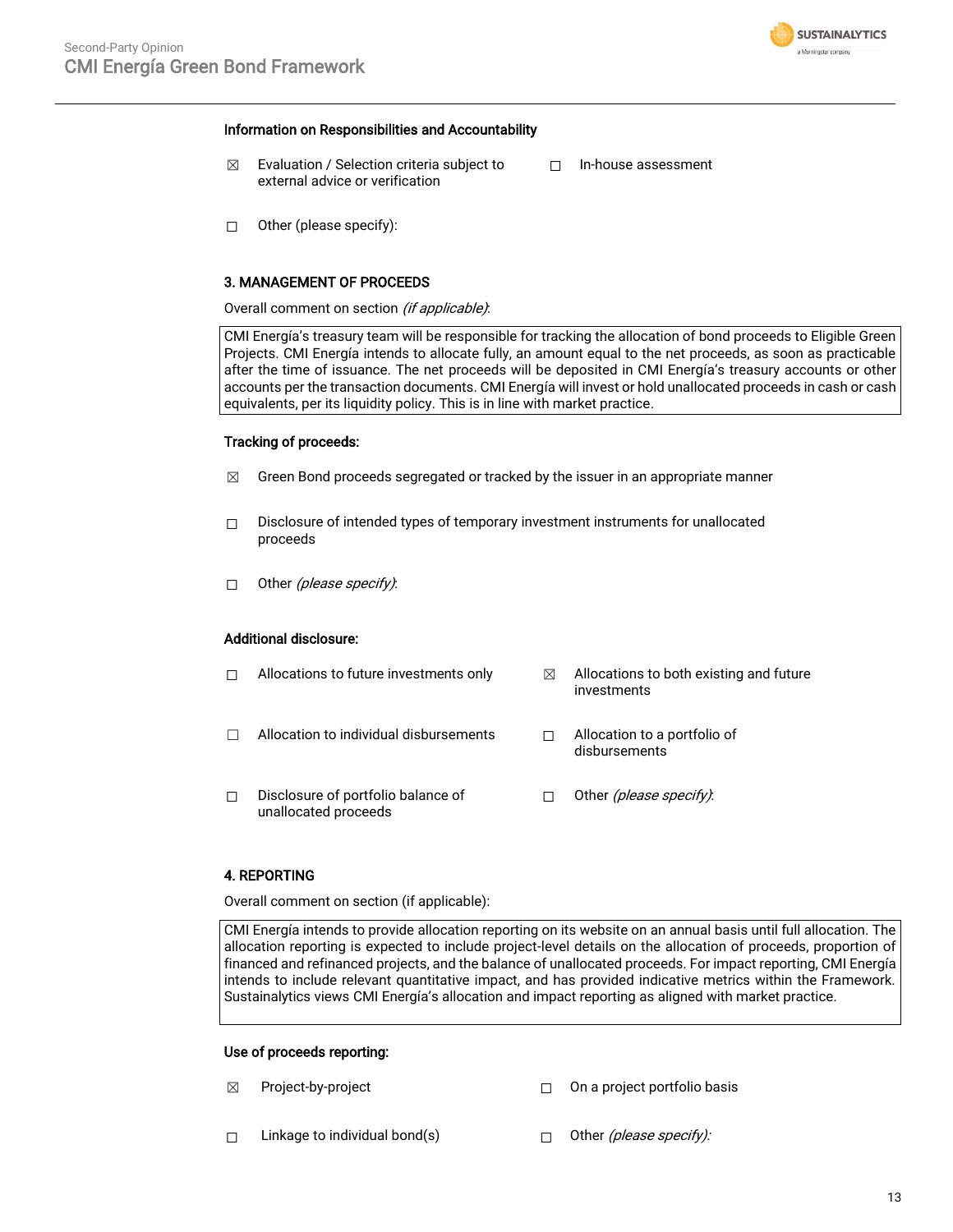**Information on Responsibilities and Accountability**

☒ Evaluation / Selection criteria subject to external advice or verification

☐ In-house assessment

☐ Other (please specify):

**3. MANAGEMENT OF PROCEEDS**

Overall comment on section *(if applicable)*:

CMI Energía's treasury team will be responsible for tracking the allocation of bond proceeds to Eligible Green Projects. CMI Energía intends to allocate fully, an amount equal to the net proceeds, as soon as practicable after the time of issuance. The net proceeds will be deposited in CMI Energía's treasury accounts or other accounts per the transaction documents. CMI Energía will invest or hold unallocated proceeds in cash or cash equivalents, per its liquidity policy. This is in line with market practice.

**Tracking of proceeds:**

☒ Green Bond proceeds segregated or tracked by the issuer in an appropriate manner

☐ Disclosure of intended types of temporary investment instruments for unallocated proceeds

☐ Other *(please specify)*:

**Additional disclosure:**

☐ Allocations to future investments only

☒ Allocations to both existing and future investments

☐ Allocation to individual disbursements

☐ Allocation to a portfolio of disbursements

☐ Disclosure of portfolio balance of unallocated proceeds

☐ Other *(please specify)*:

**4. REPORTING**

Overall comment on section (if applicable):

CMI Energía intends to provide allocation reporting on its website on an annual basis until full allocation. The allocation reporting is expected to include project-level details on the allocation of proceeds, proportion of financed and refinanced projects, and the balance of unallocated proceeds. For impact reporting, CMI Energía intends to include relevant quantitative impact, and has provided indicative metrics within the Framework. Sustainalytics views CMI Energía's allocation and impact reporting as aligned with market practice.

**Use of proceeds reporting:**

☒ Project-by-project

☐ On a project portfolio basis

☐ Linkage to individual bond(s)

☐ Other *(please specify)*: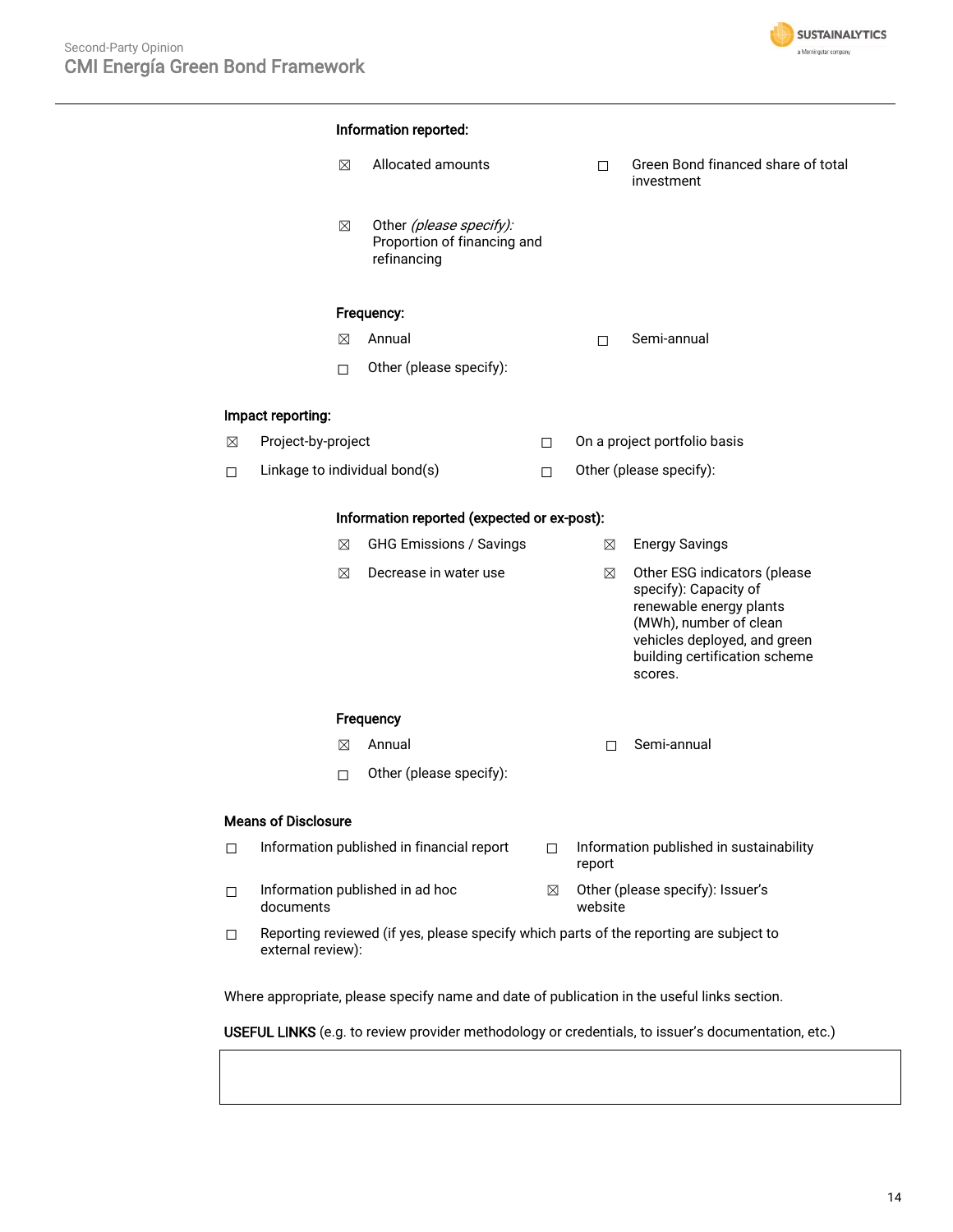**Information reported:**

- ☒ Allocated amounts
- ☐ Green Bond financed share of total investment
- ☒ Other *(please specify):* Proportion of financing and refinancing

**Frequency:**

- ☒ Annual
- ☐ Semi-annual
- ☐ Other (please specify):

**Impact reporting:**

- ☒ Project-by-project
- ☐ On a project portfolio basis
- ☐ Linkage to individual bond(s)
- ☐ Other (please specify):

**Information reported (expected or ex-post):**

- ☒ GHG Emissions / Savings
- ☒ Energy Savings
- ☒ Decrease in water use
- ☒ Other ESG indicators (please specify): Capacity of renewable energy plants (MWh), number of clean vehicles deployed, and green building certification scheme scores.

**Frequency**

- ☒ Annual
- ☐ Semi-annual
- ☐ Other (please specify):

**Means of Disclosure**

- ☐ Information published in financial report
- ☐ Information published in sustainability report
- ☐ Information published in ad hoc documents
- ☒ Other (please specify): Issuer's website
- ☐ Reporting reviewed (if yes, please specify which parts of the reporting are subject to external review):

Where appropriate, please specify name and date of publication in the useful links section.

**USEFUL LINKS** (e.g. to review provider methodology or credentials, to issuer's documentation, etc.)

| |
|---|
| |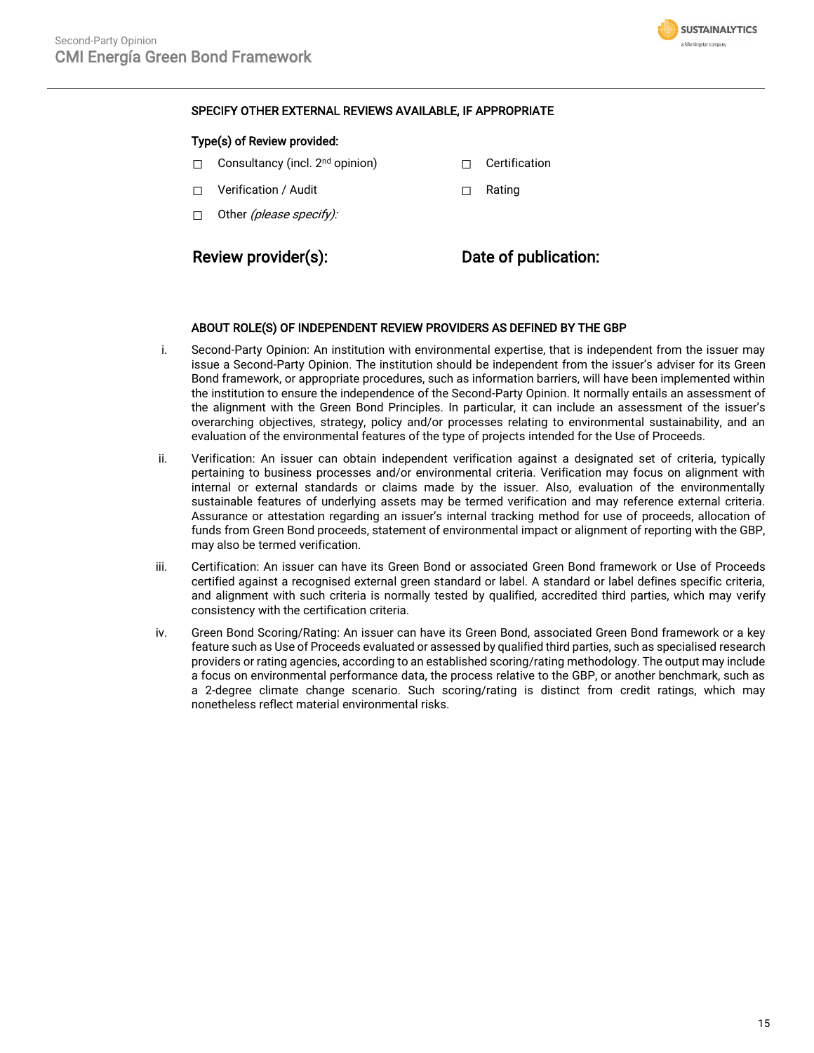### SPECIFY OTHER EXTERNAL REVIEWS AVAILABLE, IF APPROPRIATE

**Type(s) of Review provided:**

| | |
|---|---|
| ☐ Consultancy (incl. 2nd opinion) | ☐ Certification |
| ☐ Verification / Audit | ☐ Rating |
| ☐ Other *(please specify):* | |

| **Review provider(s):** | **Date of publication:** |
|---|---|
| | |

### ABOUT ROLE(S) OF INDEPENDENT REVIEW PROVIDERS AS DEFINED BY THE GBP

i. Second-Party Opinion: An institution with environmental expertise, that is independent from the issuer may issue a Second-Party Opinion. The institution should be independent from the issuer's adviser for its Green Bond framework, or appropriate procedures, such as information barriers, will have been implemented within the institution to ensure the independence of the Second-Party Opinion. It normally entails an assessment of the alignment with the Green Bond Principles. In particular, it can include an assessment of the issuer's overarching objectives, strategy, policy and/or processes relating to environmental sustainability, and an evaluation of the environmental features of the type of projects intended for the Use of Proceeds.

ii. Verification: An issuer can obtain independent verification against a designated set of criteria, typically pertaining to business processes and/or environmental criteria. Verification may focus on alignment with internal or external standards or claims made by the issuer. Also, evaluation of the environmentally sustainable features of underlying assets may be termed verification and may reference external criteria. Assurance or attestation regarding an issuer's internal tracking method for use of proceeds, allocation of funds from Green Bond proceeds, statement of environmental impact or alignment of reporting with the GBP, may also be termed verification.

iii. Certification: An issuer can have its Green Bond or associated Green Bond framework or Use of Proceeds certified against a recognised external green standard or label. A standard or label defines specific criteria, and alignment with such criteria is normally tested by qualified, accredited third parties, which may verify consistency with the certification criteria.

iv. Green Bond Scoring/Rating: An issuer can have its Green Bond, associated Green Bond framework or a key feature such as Use of Proceeds evaluated or assessed by qualified third parties, such as specialised research providers or rating agencies, according to an established scoring/rating methodology. The output may include a focus on environmental performance data, the process relative to the GBP, or another benchmark, such as a 2-degree climate change scenario. Such scoring/rating is distinct from credit ratings, which may nonetheless reflect material environmental risks.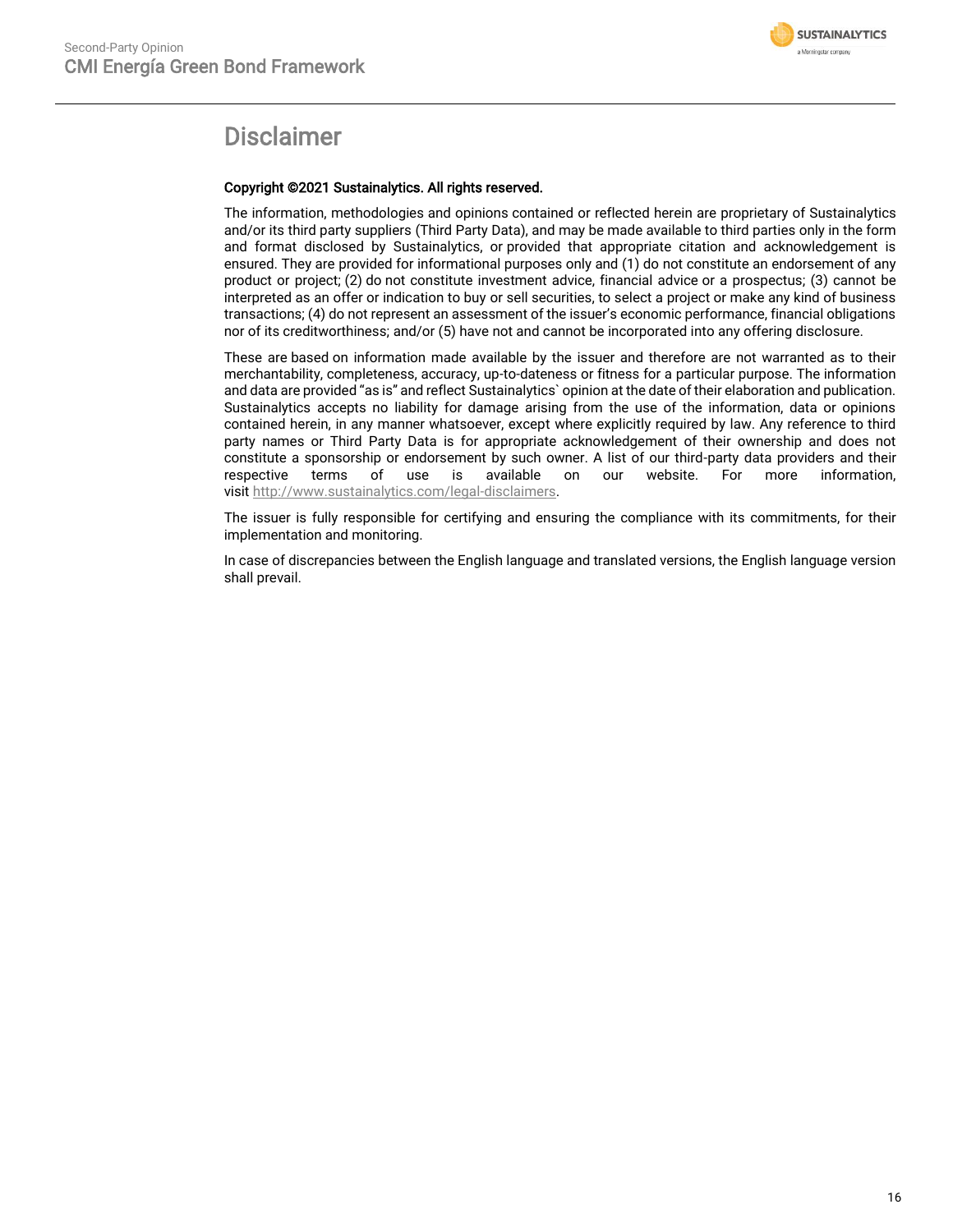# Disclaimer

**Copyright ©2021 Sustainalytics. All rights reserved.**

The information, methodologies and opinions contained or reflected herein are proprietary of Sustainalytics and/or its third party suppliers (Third Party Data), and may be made available to third parties only in the form and format disclosed by Sustainalytics, or provided that appropriate citation and acknowledgement is ensured. They are provided for informational purposes only and (1) do not constitute an endorsement of any product or project; (2) do not constitute investment advice, financial advice or a prospectus; (3) cannot be interpreted as an offer or indication to buy or sell securities, to select a project or make any kind of business transactions; (4) do not represent an assessment of the issuer's economic performance, financial obligations nor of its creditworthiness; and/or (5) have not and cannot be incorporated into any offering disclosure.

These are based on information made available by the issuer and therefore are not warranted as to their merchantability, completeness, accuracy, up-to-dateness or fitness for a particular purpose. The information and data are provided "as is" and reflect Sustainalytics` opinion at the date of their elaboration and publication. Sustainalytics accepts no liability for damage arising from the use of the information, data or opinions contained herein, in any manner whatsoever, except where explicitly required by law. Any reference to third party names or Third Party Data is for appropriate acknowledgement of their ownership and does not constitute a sponsorship or endorsement by such owner. A list of our third-party data providers and their respective terms of use is available on our website. For more information, visit http://www.sustainalytics.com/legal-disclaimers.

The issuer is fully responsible for certifying and ensuring the compliance with its commitments, for their implementation and monitoring.

In case of discrepancies between the English language and translated versions, the English language version shall prevail.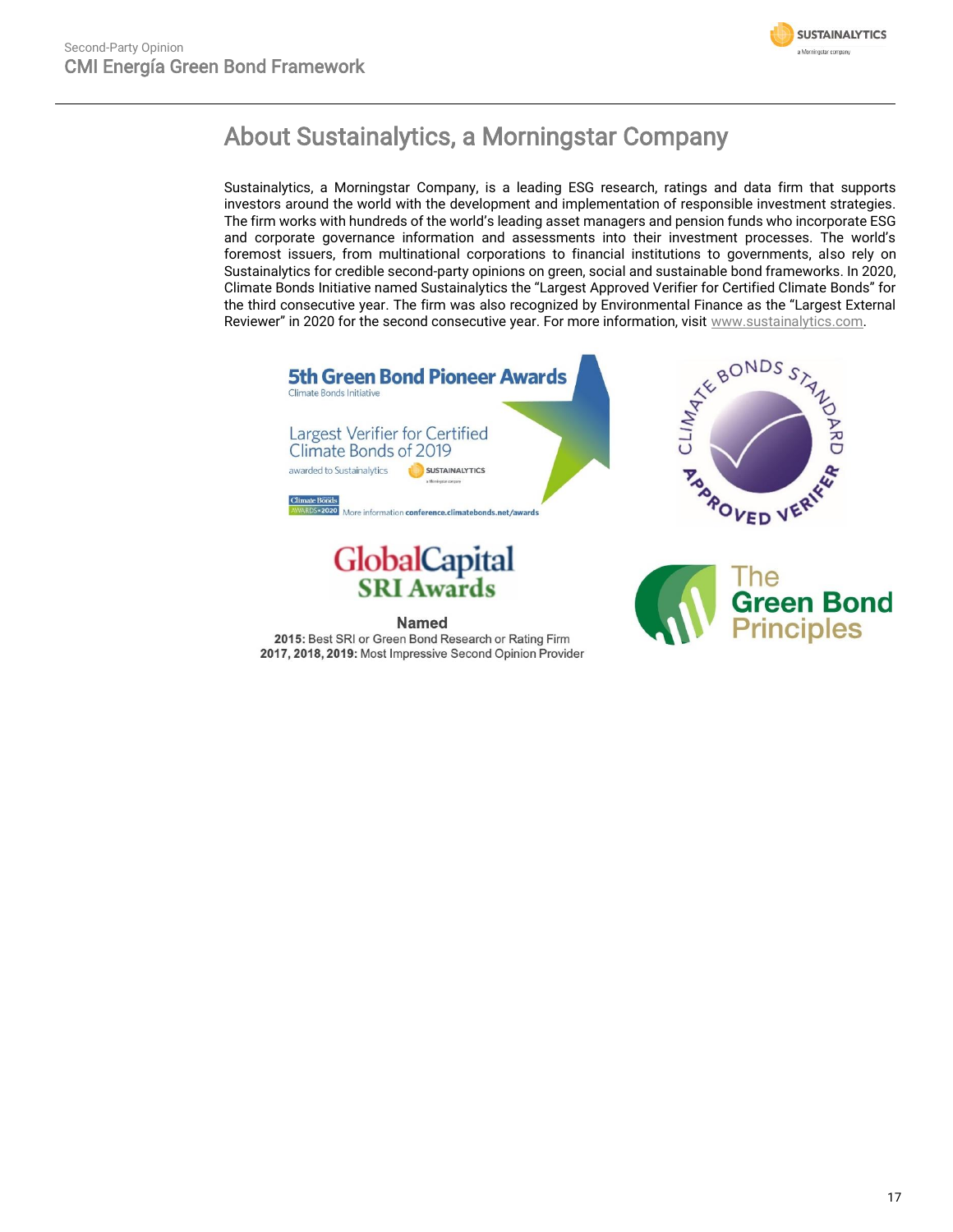## About Sustainalytics, a Morningstar Company

Sustainalytics, a Morningstar Company, is a leading ESG research, ratings and data firm that supports investors around the world with the development and implementation of responsible investment strategies. The firm works with hundreds of the world's leading asset managers and pension funds who incorporate ESG and corporate governance information and assessments into their investment processes. The world's foremost issuers, from multinational corporations to financial institutions to governments, also rely on Sustainalytics for credible second-party opinions on green, social and sustainable bond frameworks. In 2020, Climate Bonds Initiative named Sustainalytics the "Largest Approved Verifier for Certified Climate Bonds" for the third consecutive year. The firm was also recognized by Environmental Finance as the "Largest External Reviewer" in 2020 for the second consecutive year. For more information, visit www.sustainalytics.com.

5th Green Bond Pioneer Awards
Climate Bonds Initiative
Largest Verifier for Certified Climate Bonds of 2019
awarded to Sustainalytics
Climate Bonds AWARDS 2020 More information conference.climatebonds.net/awards

Climate Bonds Standard Approved Verifier

GlobalCapital SRI Awards

**Named**
**2015:** Best SRI or Green Bond Research or Rating Firm
**2017, 2018, 2019:** Most Impressive Second Opinion Provider

The Green Bond Principles